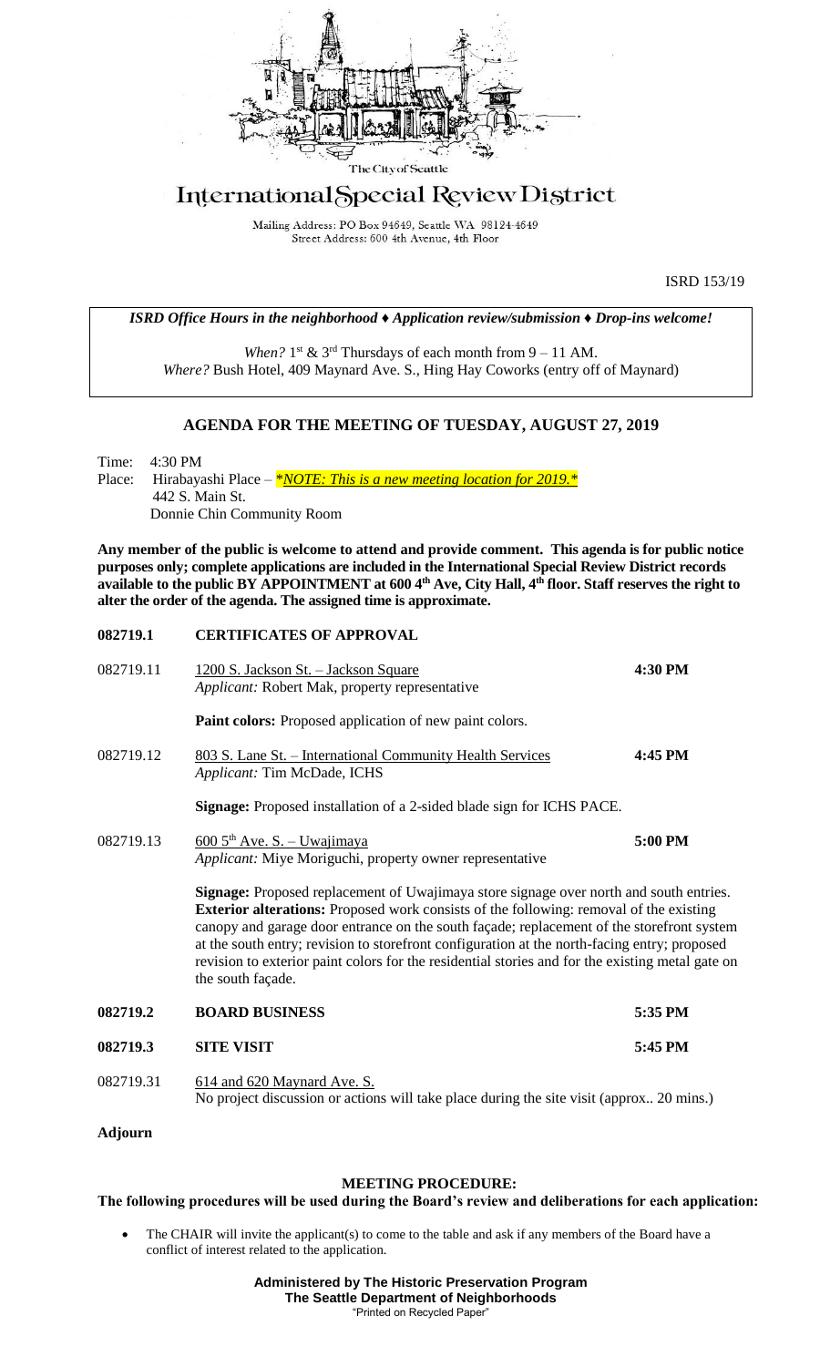The City of Seattle

# International Special Review District

Mailing Address: PO Box 94649, Seattle WA 98124-4649
Street Address: 600 4th Avenue, 4th Floor

ISRD 153/19

*ISRD Office Hours in the neighborhood ♦ Application review/submission ♦ Drop-ins welcome!*

*When?* 1st & 3rd Thursdays of each month from 9 – 11 AM.
*Where?* Bush Hotel, 409 Maynard Ave. S., Hing Hay Coworks (entry off of Maynard)

## AGENDA FOR THE MEETING OF TUESDAY, AUGUST 27, 2019

Time: 4:30 PM
Place: Hirabayashi Place – *\*NOTE: This is a new meeting location for 2019.\**
442 S. Main St.
Donnie Chin Community Room

**Any member of the public is welcome to attend and provide comment. This agenda is for public notice purposes only; complete applications are included in the International Special Review District records available to the public BY APPOINTMENT at 600 4th Ave, City Hall, 4th floor. Staff reserves the right to alter the order of the agenda. The assigned time is approximate.**

**082719.1 CERTIFICATES OF APPROVAL**

082719.11 1200 S. Jackson St. – Jackson Square — **4:30 PM**
*Applicant:* Robert Mak, property representative

**Paint colors:** Proposed application of new paint colors.

082719.12 803 S. Lane St. – International Community Health Services — **4:45 PM**
*Applicant:* Tim McDade, ICHS

**Signage:** Proposed installation of a 2-sided blade sign for ICHS PACE.

082719.13 600 5th Ave. S. – Uwajimaya — **5:00 PM**
*Applicant:* Miye Moriguchi, property owner representative

**Signage:** Proposed replacement of Uwajimaya store signage over north and south entries.
**Exterior alterations:** Proposed work consists of the following: removal of the existing canopy and garage door entrance on the south façade; replacement of the storefront system at the south entry; revision to storefront configuration at the north-facing entry; proposed revision to exterior paint colors for the residential stories and for the existing metal gate on the south façade.

**082719.2 BOARD BUSINESS — 5:35 PM**

**082719.3 SITE VISIT — 5:45 PM**

082719.31 614 and 620 Maynard Ave. S.
No project discussion or actions will take place during the site visit (approx.. 20 mins.)

**Adjourn**

**MEETING PROCEDURE:**

**The following procedures will be used during the Board's review and deliberations for each application:**

- The CHAIR will invite the applicant(s) to come to the table and ask if any members of the Board have a conflict of interest related to the application.

**Administered by The Historic Preservation Program**
**The Seattle Department of Neighborhoods**
"Printed on Recycled Paper"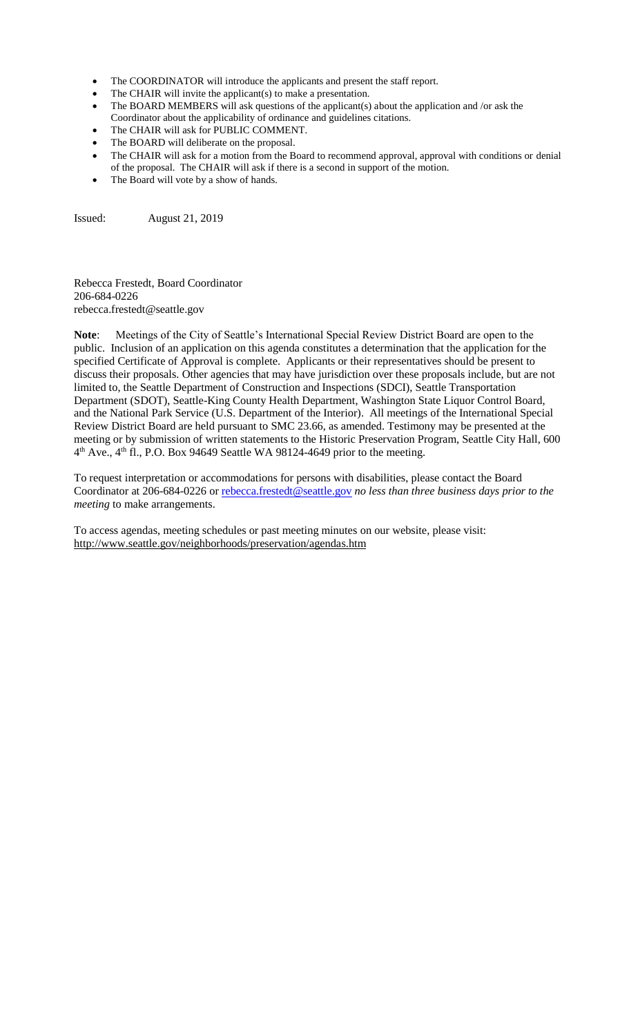- The COORDINATOR will introduce the applicants and present the staff report.
- The CHAIR will invite the applicant(s) to make a presentation.
- The BOARD MEMBERS will ask questions of the applicant(s) about the application and /or ask the Coordinator about the applicability of ordinance and guidelines citations.
- The CHAIR will ask for PUBLIC COMMENT.
- The BOARD will deliberate on the proposal.
- The CHAIR will ask for a motion from the Board to recommend approval, approval with conditions or denial of the proposal. The CHAIR will ask if there is a second in support of the motion.
- The Board will vote by a show of hands.

Issued: August 21, 2019

Rebecca Frestedt, Board Coordinator
206-684-0226
rebecca.frestedt@seattle.gov

**Note**: Meetings of the City of Seattle's International Special Review District Board are open to the public. Inclusion of an application on this agenda constitutes a determination that the application for the specified Certificate of Approval is complete. Applicants or their representatives should be present to discuss their proposals. Other agencies that may have jurisdiction over these proposals include, but are not limited to, the Seattle Department of Construction and Inspections (SDCI), Seattle Transportation Department (SDOT), Seattle-King County Health Department, Washington State Liquor Control Board, and the National Park Service (U.S. Department of the Interior). All meetings of the International Special Review District Board are held pursuant to SMC 23.66, as amended. Testimony may be presented at the meeting or by submission of written statements to the Historic Preservation Program, Seattle City Hall, 600 4th Ave., 4th fl., P.O. Box 94649 Seattle WA 98124-4649 prior to the meeting.

To request interpretation or accommodations for persons with disabilities, please contact the Board Coordinator at 206-684-0226 or rebecca.frestedt@seattle.gov *no less than three business days prior to the meeting* to make arrangements.

To access agendas, meeting schedules or past meeting minutes on our website, please visit: http://www.seattle.gov/neighborhoods/preservation/agendas.htm